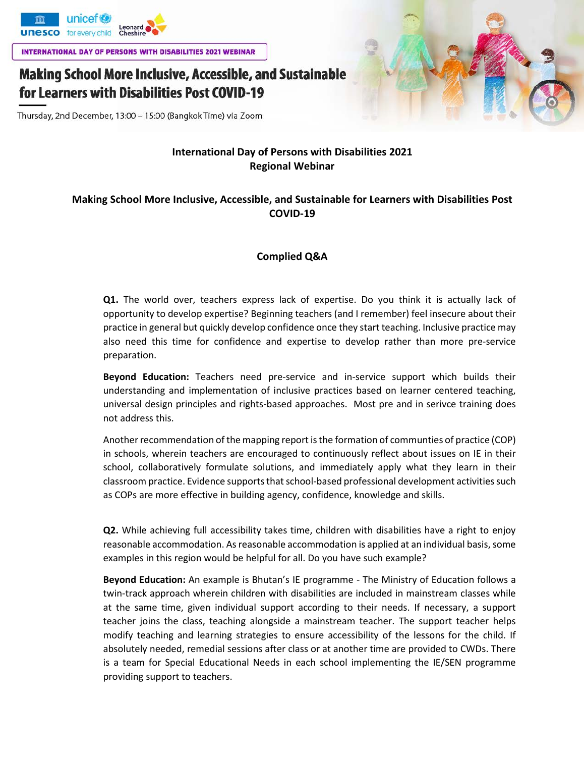INTERNATIONAL DAY OF PERSONS WITH DISABILITIES 2021 WEBINAR

# Making School More Inclusive, Accessible, and Sustainable for Learners with Disabilities Post COVID-19

Thursday, 2nd December, 13:00 – 15:00 (Bangkok Time) via Zoom

**International Day of Persons with Disabilities 2021**
**Regional Webinar**

## Making School More Inclusive, Accessible, and Sustainable for Learners with Disabilities Post COVID-19

### Complied Q&A

**Q1.** The world over, teachers express lack of expertise. Do you think it is actually lack of opportunity to develop expertise? Beginning teachers (and I remember) feel insecure about their practice in general but quickly develop confidence once they start teaching. Inclusive practice may also need this time for confidence and expertise to develop rather than more pre-service preparation.

**Beyond Education:** Teachers need pre-service and in-service support which builds their understanding and implementation of inclusive practices based on learner centered teaching, universal design principles and rights-based approaches. Most pre and in serivce training does not address this.

Another recommendation of the mapping report is the formation of communties of practice (COP) in schools, wherein teachers are encouraged to continuously reflect about issues on IE in their school, collaboratively formulate solutions, and immediately apply what they learn in their classroom practice. Evidence supports that school-based professional development activities such as COPs are more effective in building agency, confidence, knowledge and skills.

**Q2.** While achieving full accessibility takes time, children with disabilities have a right to enjoy reasonable accommodation. As reasonable accommodation is applied at an individual basis, some examples in this region would be helpful for all. Do you have such example?

**Beyond Education:** An example is Bhutan's IE programme - The Ministry of Education follows a twin-track approach wherein children with disabilities are included in mainstream classes while at the same time, given individual support according to their needs. If necessary, a support teacher joins the class, teaching alongside a mainstream teacher. The support teacher helps modify teaching and learning strategies to ensure accessibility of the lessons for the child. If absolutely needed, remedial sessions after class or at another time are provided to CWDs. There is a team for Special Educational Needs in each school implementing the IE/SEN programme providing support to teachers.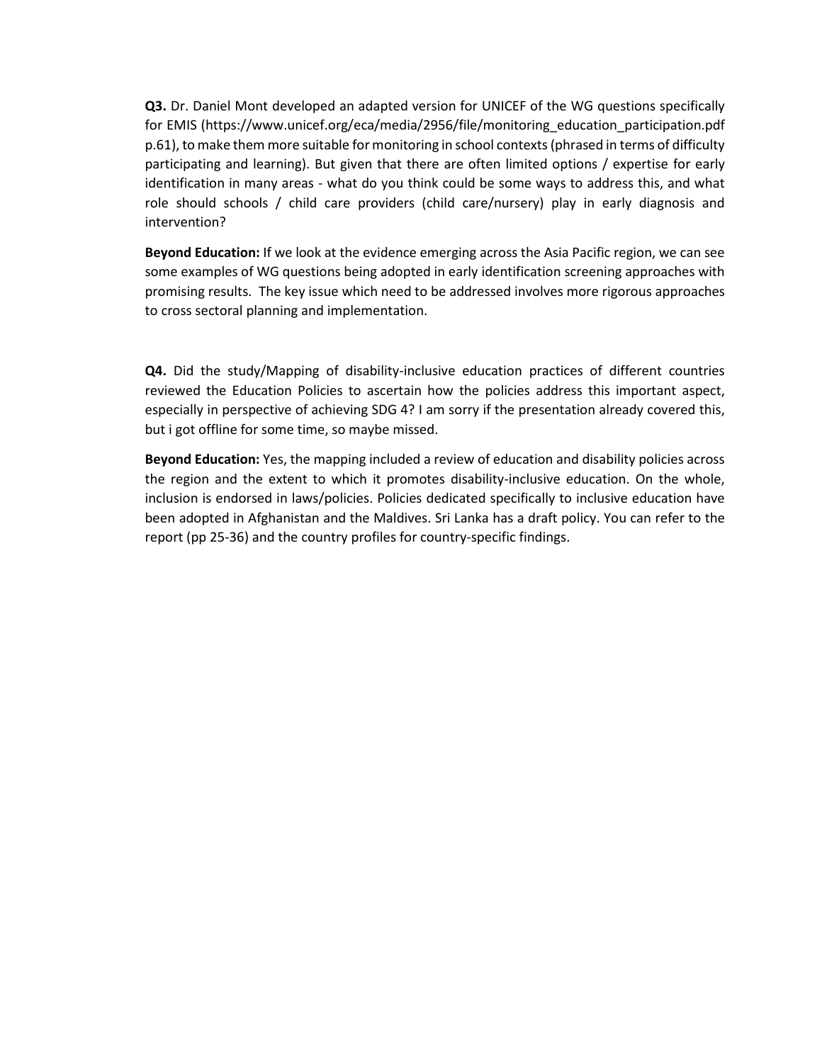**Q3.** Dr. Daniel Mont developed an adapted version for UNICEF of the WG questions specifically for EMIS (https://www.unicef.org/eca/media/2956/file/monitoring_education_participation.pdf p.61), to make them more suitable for monitoring in school contexts (phrased in terms of difficulty participating and learning). But given that there are often limited options / expertise for early identification in many areas - what do you think could be some ways to address this, and what role should schools / child care providers (child care/nursery) play in early diagnosis and intervention?

**Beyond Education:** If we look at the evidence emerging across the Asia Pacific region, we can see some examples of WG questions being adopted in early identification screening approaches with promising results. The key issue which need to be addressed involves more rigorous approaches to cross sectoral planning and implementation.

**Q4.** Did the study/Mapping of disability-inclusive education practices of different countries reviewed the Education Policies to ascertain how the policies address this important aspect, especially in perspective of achieving SDG 4? I am sorry if the presentation already covered this, but i got offline for some time, so maybe missed.

**Beyond Education:** Yes, the mapping included a review of education and disability policies across the region and the extent to which it promotes disability-inclusive education. On the whole, inclusion is endorsed in laws/policies. Policies dedicated specifically to inclusive education have been adopted in Afghanistan and the Maldives. Sri Lanka has a draft policy. You can refer to the report (pp 25-36) and the country profiles for country-specific findings.